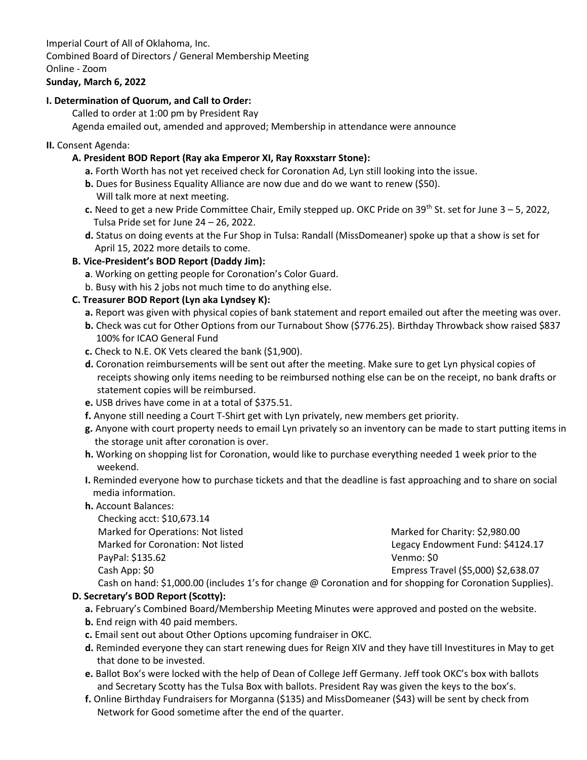Imperial Court of All of Oklahoma, Inc.
Combined Board of Directors / General Membership Meeting
Online - Zoom
**Sunday, March 6, 2022**

**I. Determination of Quorum, and Call to Order:**

Called to order at 1:00 pm by President Ray
Agenda emailed out, amended and approved; Membership in attendance were announce

**II.** Consent Agenda:

**A. President BOD Report (Ray aka Emperor XI, Ray Roxxstarr Stone):**

- **a.** Forth Worth has not yet received check for Coronation Ad, Lyn still looking into the issue.
- **b.** Dues for Business Equality Alliance are now due and do we want to renew ($50). Will talk more at next meeting.
- **c.** Need to get a new Pride Committee Chair, Emily stepped up. OKC Pride on 39th St. set for June 3 – 5, 2022, Tulsa Pride set for June 24 – 26, 2022.
- **d.** Status on doing events at the Fur Shop in Tulsa: Randall (MissDomeaner) spoke up that a show is set for April 15, 2022 more details to come.

**B. Vice-President's BOD Report (Daddy Jim):**

- **a**. Working on getting people for Coronation's Color Guard.
- b. Busy with his 2 jobs not much time to do anything else.

**C. Treasurer BOD Report (Lyn aka Lyndsey K):**

- **a.** Report was given with physical copies of bank statement and report emailed out after the meeting was over.
- **b.** Check was cut for Other Options from our Turnabout Show ($776.25). Birthday Throwback show raised $837 100% for ICAO General Fund
- **c.** Check to N.E. OK Vets cleared the bank ($1,900).
- **d.** Coronation reimbursements will be sent out after the meeting. Make sure to get Lyn physical copies of receipts showing only items needing to be reimbursed nothing else can be on the receipt, no bank drafts or statement copies will be reimbursed.
- **e.** USB drives have come in at a total of $375.51.
- **f.** Anyone still needing a Court T-Shirt get with Lyn privately, new members get priority.
- **g.** Anyone with court property needs to email Lyn privately so an inventory can be made to start putting items in the storage unit after coronation is over.
- **h.** Working on shopping list for Coronation, would like to purchase everything needed 1 week prior to the weekend.
- **I.** Reminded everyone how to purchase tickets and that the deadline is fast approaching and to share on social media information.
- **h.** Account Balances:

  Checking acct: $10,673.14
  Marked for Operations: Not listed
  Marked for Coronation: Not listed
  PayPal: $135.62
  Cash App: $0
  Marked for Charity: $2,980.00
  Legacy Endowment Fund: $4124.17
  Venmo: $0
  Empress Travel ($5,000) $2,638.07
  Cash on hand: $1,000.00 (includes 1's for change @ Coronation and for shopping for Coronation Supplies).

**D. Secretary's BOD Report (Scotty):**

- **a.** February's Combined Board/Membership Meeting Minutes were approved and posted on the website.
- **b.** End reign with 40 paid members.
- **c.** Email sent out about Other Options upcoming fundraiser in OKC.
- **d.** Reminded everyone they can start renewing dues for Reign XIV and they have till Investitures in May to get that done to be invested.
- **e.** Ballot Box's were locked with the help of Dean of College Jeff Germany. Jeff took OKC's box with ballots and Secretary Scotty has the Tulsa Box with ballots. President Ray was given the keys to the box's.
- **f.** Online Birthday Fundraisers for Morganna ($135) and MissDomeaner ($43) will be sent by check from Network for Good sometime after the end of the quarter.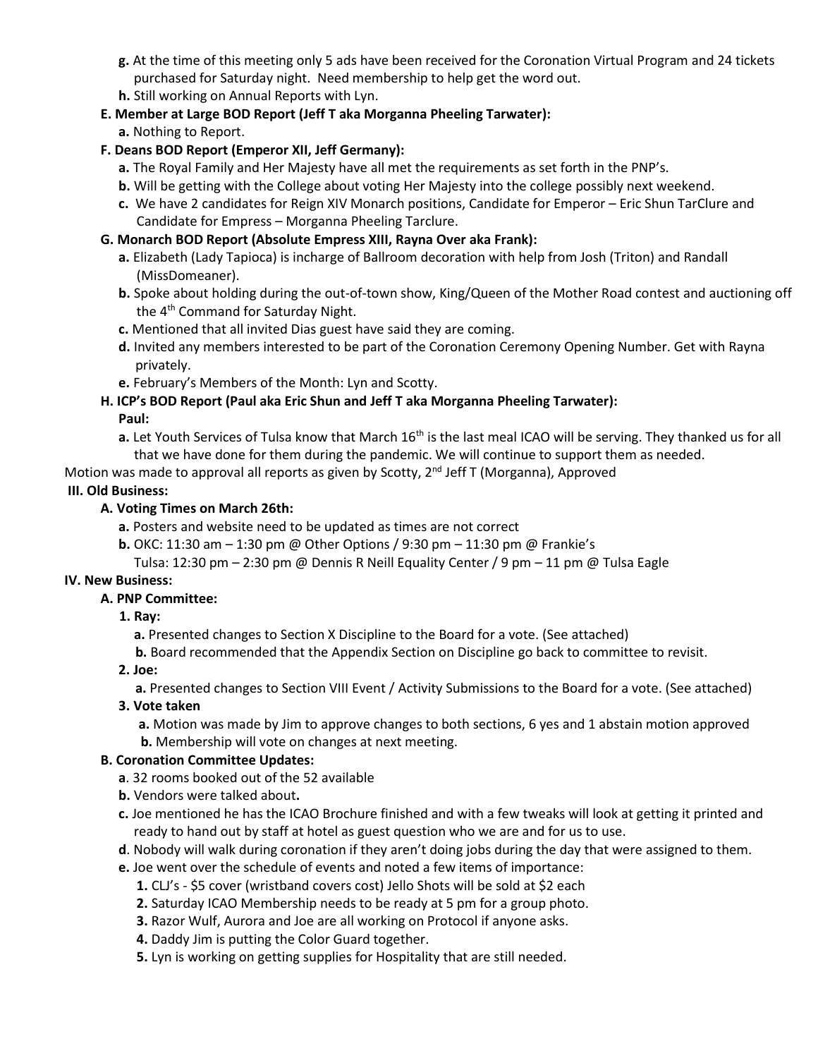- **g.** At the time of this meeting only 5 ads have been received for the Coronation Virtual Program and 24 tickets purchased for Saturday night. Need membership to help get the word out.
- **h.** Still working on Annual Reports with Lyn.

**E. Member at Large BOD Report (Jeff T aka Morganna Pheeling Tarwater):**

- **a.** Nothing to Report.

**F. Deans BOD Report (Emperor XII, Jeff Germany):**

- **a.** The Royal Family and Her Majesty have all met the requirements as set forth in the PNP's.
- **b.** Will be getting with the College about voting Her Majesty into the college possibly next weekend.
- **c.** We have 2 candidates for Reign XIV Monarch positions, Candidate for Emperor – Eric Shun TarClure and Candidate for Empress – Morganna Pheeling Tarclure.

**G. Monarch BOD Report (Absolute Empress XIII, Rayna Over aka Frank):**

- **a.** Elizabeth (Lady Tapioca) is incharge of Ballroom decoration with help from Josh (Triton) and Randall (MissDomeaner).
- **b.** Spoke about holding during the out-of-town show, King/Queen of the Mother Road contest and auctioning off the 4th Command for Saturday Night.
- **c.** Mentioned that all invited Dias guest have said they are coming.
- **d.** Invited any members interested to be part of the Coronation Ceremony Opening Number. Get with Rayna privately.
- **e.** February's Members of the Month: Lyn and Scotty.

**H. ICP's BOD Report (Paul aka Eric Shun and Jeff T aka Morganna Pheeling Tarwater):**

**Paul:**

- **a.** Let Youth Services of Tulsa know that March 16th is the last meal ICAO will be serving. They thanked us for all that we have done for them during the pandemic. We will continue to support them as needed.

Motion was made to approval all reports as given by Scotty, 2nd Jeff T (Morganna), Approved

**III. Old Business:**

**A. Voting Times on March 26th:**

- **a.** Posters and website need to be updated as times are not correct
- **b.** OKC: 11:30 am – 1:30 pm @ Other Options / 9:30 pm – 11:30 pm @ Frankie's
  Tulsa: 12:30 pm – 2:30 pm @ Dennis R Neill Equality Center / 9 pm – 11 pm @ Tulsa Eagle

**IV. New Business:**

**A. PNP Committee:**

**1. Ray:**

- **a.** Presented changes to Section X Discipline to the Board for a vote. (See attached)
- **b.** Board recommended that the Appendix Section on Discipline go back to committee to revisit.

**2. Joe:**

- **a.** Presented changes to Section VIII Event / Activity Submissions to the Board for a vote. (See attached)

**3. Vote taken**

- **a.** Motion was made by Jim to approve changes to both sections, 6 yes and 1 abstain motion approved
- **b.** Membership will vote on changes at next meeting.

**B. Coronation Committee Updates:**

- **a**. 32 rooms booked out of the 52 available
- **b.** Vendors were talked about**.**
- **c.** Joe mentioned he has the ICAO Brochure finished and with a few tweaks will look at getting it printed and ready to hand out by staff at hotel as guest question who we are and for us to use.
- **d**. Nobody will walk during coronation if they aren't doing jobs during the day that were assigned to them.
- **e.** Joe went over the schedule of events and noted a few items of importance:
  1. CLJ's - $5 cover (wristband covers cost) Jello Shots will be sold at $2 each
  2. Saturday ICAO Membership needs to be ready at 5 pm for a group photo.
  3. Razor Wulf, Aurora and Joe are all working on Protocol if anyone asks.
  4. Daddy Jim is putting the Color Guard together.
  5. Lyn is working on getting supplies for Hospitality that are still needed.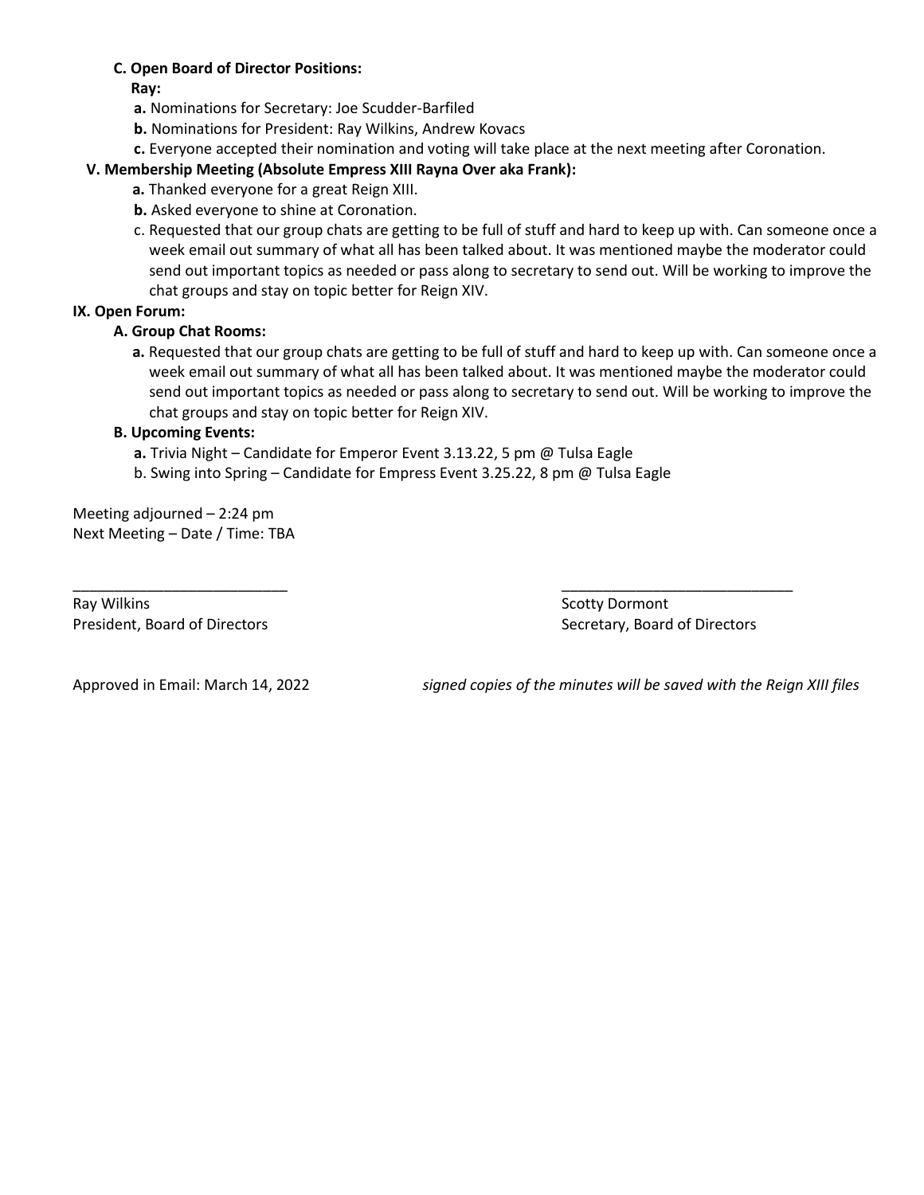**C. Open Board of Director Positions:**

**Ray:**

- **a.** Nominations for Secretary: Joe Scudder-Barfiled
- **b.** Nominations for President: Ray Wilkins, Andrew Kovacs
- **c.** Everyone accepted their nomination and voting will take place at the next meeting after Coronation.

**V. Membership Meeting (Absolute Empress XIII Rayna Over aka Frank):**

- **a.** Thanked everyone for a great Reign XIII.
- **b.** Asked everyone to shine at Coronation.
- c. Requested that our group chats are getting to be full of stuff and hard to keep up with. Can someone once a week email out summary of what all has been talked about. It was mentioned maybe the moderator could send out important topics as needed or pass along to secretary to send out. Will be working to improve the chat groups and stay on topic better for Reign XIV.

**IX. Open Forum:**

**A. Group Chat Rooms:**

- **a.** Requested that our group chats are getting to be full of stuff and hard to keep up with. Can someone once a week email out summary of what all has been talked about. It was mentioned maybe the moderator could send out important topics as needed or pass along to secretary to send out. Will be working to improve the chat groups and stay on topic better for Reign XIV.

**B. Upcoming Events:**

- **a.** Trivia Night – Candidate for Emperor Event 3.13.22, 5 pm @ Tulsa Eagle
- b. Swing into Spring – Candidate for Empress Event 3.25.22, 8 pm @ Tulsa Eagle

Meeting adjourned – 2:24 pm
Next Meeting – Date / Time: TBA

\_\_\_\_\_\_\_\_\_\_\_\_\_\_\_\_\_\_\_\_\_\_\_\_\_\_
Ray Wilkins
President, Board of Directors

\_\_\_\_\_\_\_\_\_\_\_\_\_\_\_\_\_\_\_\_\_\_\_\_\_\_\_\_
Scotty Dormont
Secretary, Board of Directors

Approved in Email: March 14, 2022

*signed copies of the minutes will be saved with the Reign XIII files*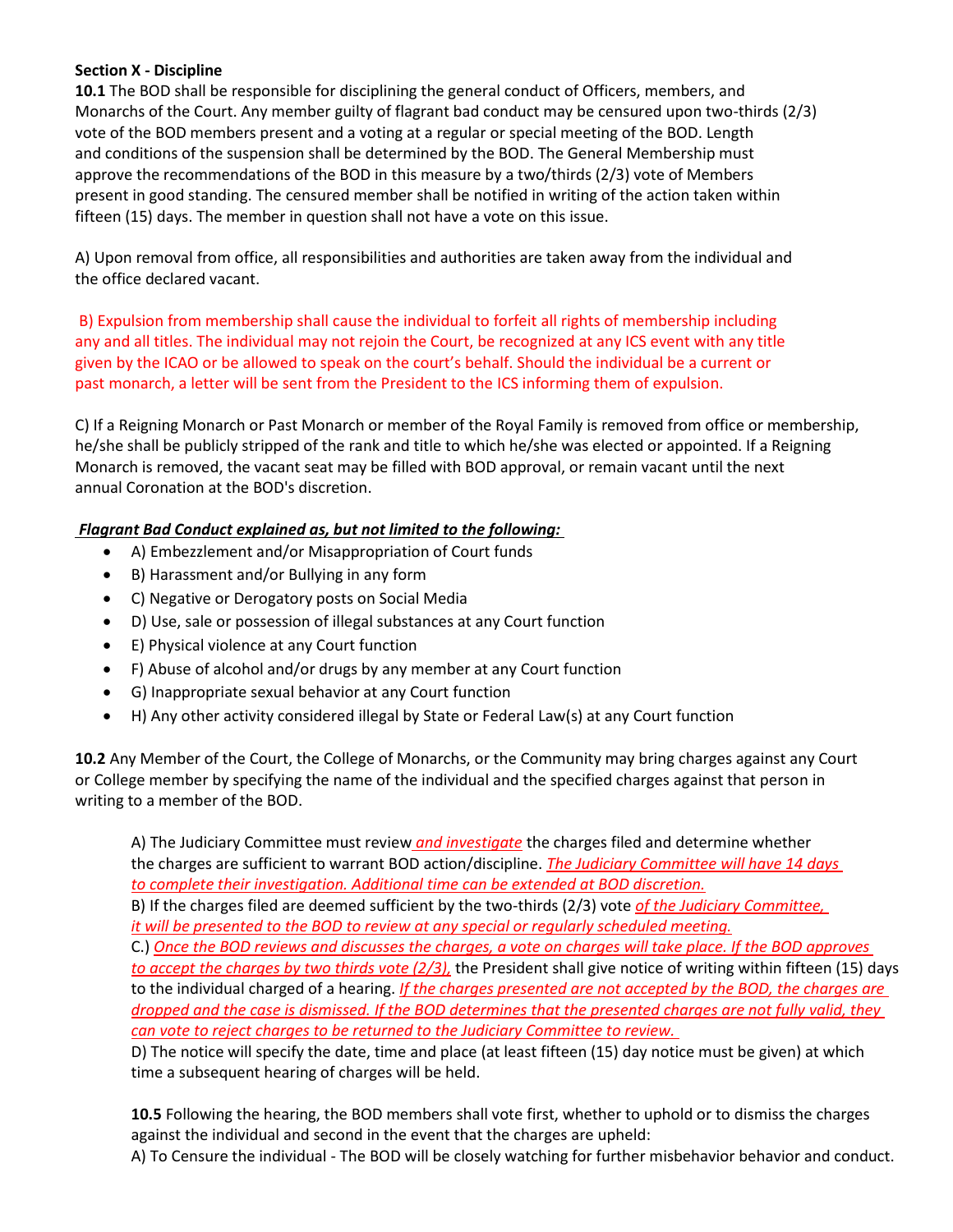**Section X - Discipline**

**10.1** The BOD shall be responsible for disciplining the general conduct of Officers, members, and Monarchs of the Court. Any member guilty of flagrant bad conduct may be censured upon two-thirds (2/3) vote of the BOD members present and a voting at a regular or special meeting of the BOD. Length and conditions of the suspension shall be determined by the BOD. The General Membership must approve the recommendations of the BOD in this measure by a two/thirds (2/3) vote of Members present in good standing. The censured member shall be notified in writing of the action taken within fifteen (15) days. The member in question shall not have a vote on this issue.

A) Upon removal from office, all responsibilities and authorities are taken away from the individual and the office declared vacant.

B) Expulsion from membership shall cause the individual to forfeit all rights of membership including any and all titles. The individual may not rejoin the Court, be recognized at any ICS event with any title given by the ICAO or be allowed to speak on the court's behalf. Should the individual be a current or past monarch, a letter will be sent from the President to the ICS informing them of expulsion.

C) If a Reigning Monarch or Past Monarch or member of the Royal Family is removed from office or membership, he/she shall be publicly stripped of the rank and title to which he/she was elected or appointed. If a Reigning Monarch is removed, the vacant seat may be filled with BOD approval, or remain vacant until the next annual Coronation at the BOD's discretion.

***Flagrant Bad Conduct explained as, but not limited to the following:***

- A) Embezzlement and/or Misappropriation of Court funds
- B) Harassment and/or Bullying in any form
- C) Negative or Derogatory posts on Social Media
- D) Use, sale or possession of illegal substances at any Court function
- E) Physical violence at any Court function
- F) Abuse of alcohol and/or drugs by any member at any Court function
- G) Inappropriate sexual behavior at any Court function
- H) Any other activity considered illegal by State or Federal Law(s) at any Court function

**10.2** Any Member of the Court, the College of Monarchs, or the Community may bring charges against any Court or College member by specifying the name of the individual and the specified charges against that person in writing to a member of the BOD.

A) The Judiciary Committee must review *and investigate* the charges filed and determine whether the charges are sufficient to warrant BOD action/discipline. *The Judiciary Committee will have 14 days to complete their investigation. Additional time can be extended at BOD discretion.*
B) If the charges filed are deemed sufficient by the two-thirds (2/3) vote *of the Judiciary Committee, it will be presented to the BOD to review at any special or regularly scheduled meeting.*
C.) *Once the BOD reviews and discusses the charges, a vote on charges will take place. If the BOD approves to accept the charges by two thirds vote (2/3),* the President shall give notice of writing within fifteen (15) days to the individual charged of a hearing. *If the charges presented are not accepted by the BOD, the charges are dropped and the case is dismissed. If the BOD determines that the presented charges are not fully valid, they can vote to reject charges to be returned to the Judiciary Committee to review.*
D) The notice will specify the date, time and place (at least fifteen (15) day notice must be given) at which time a subsequent hearing of charges will be held.

**10.5** Following the hearing, the BOD members shall vote first, whether to uphold or to dismiss the charges against the individual and second in the event that the charges are upheld:
A) To Censure the individual - The BOD will be closely watching for further misbehavior behavior and conduct.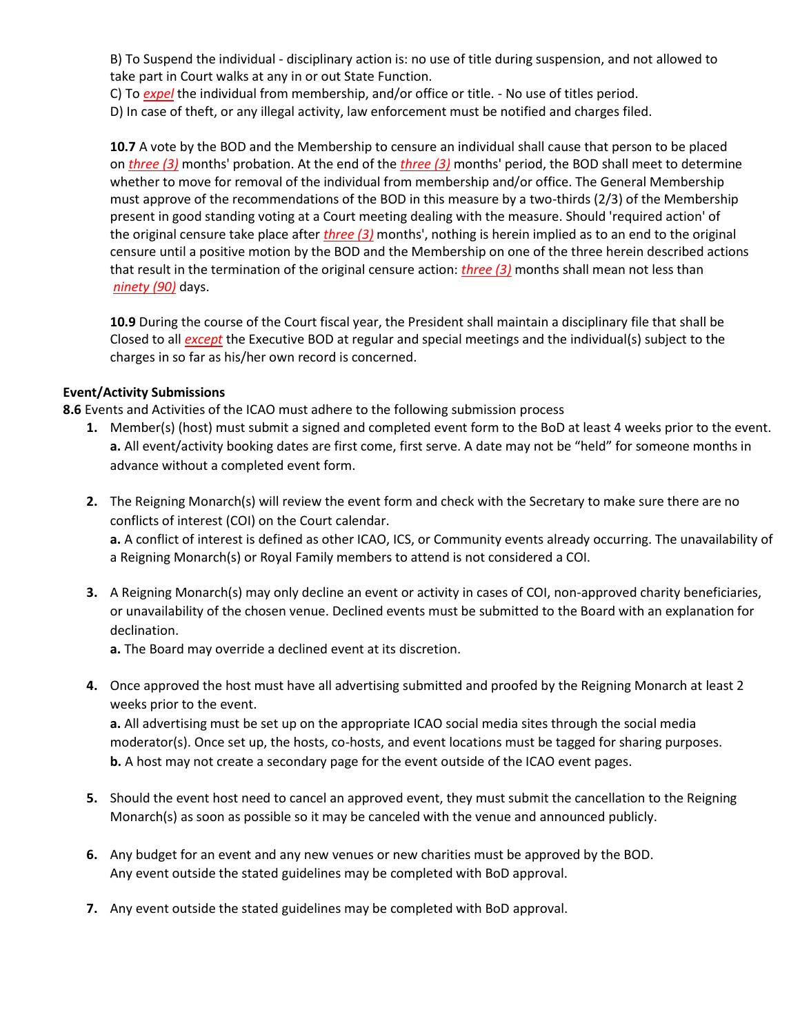B) To Suspend the individual - disciplinary action is: no use of title during suspension, and not allowed to take part in Court walks at any in or out State Function.
C) To *expel* the individual from membership, and/or office or title. - No use of titles period.
D) In case of theft, or any illegal activity, law enforcement must be notified and charges filed.

**10.7** A vote by the BOD and the Membership to censure an individual shall cause that person to be placed on *three (3)* months' probation. At the end of the *three (3)* months' period, the BOD shall meet to determine whether to move for removal of the individual from membership and/or office. The General Membership must approve of the recommendations of the BOD in this measure by a two-thirds (2/3) of the Membership present in good standing voting at a Court meeting dealing with the measure. Should 'required action' of the original censure take place after *three (3)* months', nothing is herein implied as to an end to the original censure until a positive motion by the BOD and the Membership on one of the three herein described actions that result in the termination of the original censure action: *three (3)* months shall mean not less than *ninety (90)* days.

**10.9** During the course of the Court fiscal year, the President shall maintain a disciplinary file that shall be Closed to all *except* the Executive BOD at regular and special meetings and the individual(s) subject to the charges in so far as his/her own record is concerned.

**Event/Activity Submissions**

**8.6** Events and Activities of the ICAO must adhere to the following submission process

1. Member(s) (host) must submit a signed and completed event form to the BoD at least 4 weeks prior to the event.
   **a.** All event/activity booking dates are first come, first serve. A date may not be "held" for someone months in advance without a completed event form.

2. The Reigning Monarch(s) will review the event form and check with the Secretary to make sure there are no conflicts of interest (COI) on the Court calendar.
   **a.** A conflict of interest is defined as other ICAO, ICS, or Community events already occurring. The unavailability of a Reigning Monarch(s) or Royal Family members to attend is not considered a COI.

3. A Reigning Monarch(s) may only decline an event or activity in cases of COI, non-approved charity beneficiaries, or unavailability of the chosen venue. Declined events must be submitted to the Board with an explanation for declination.
   **a.** The Board may override a declined event at its discretion.

4. Once approved the host must have all advertising submitted and proofed by the Reigning Monarch at least 2 weeks prior to the event.
   **a.** All advertising must be set up on the appropriate ICAO social media sites through the social media moderator(s). Once set up, the hosts, co-hosts, and event locations must be tagged for sharing purposes.
   **b.** A host may not create a secondary page for the event outside of the ICAO event pages.

5. Should the event host need to cancel an approved event, they must submit the cancellation to the Reigning Monarch(s) as soon as possible so it may be canceled with the venue and announced publicly.

6. Any budget for an event and any new venues or new charities must be approved by the BOD.
   Any event outside the stated guidelines may be completed with BoD approval.

7. Any event outside the stated guidelines may be completed with BoD approval.